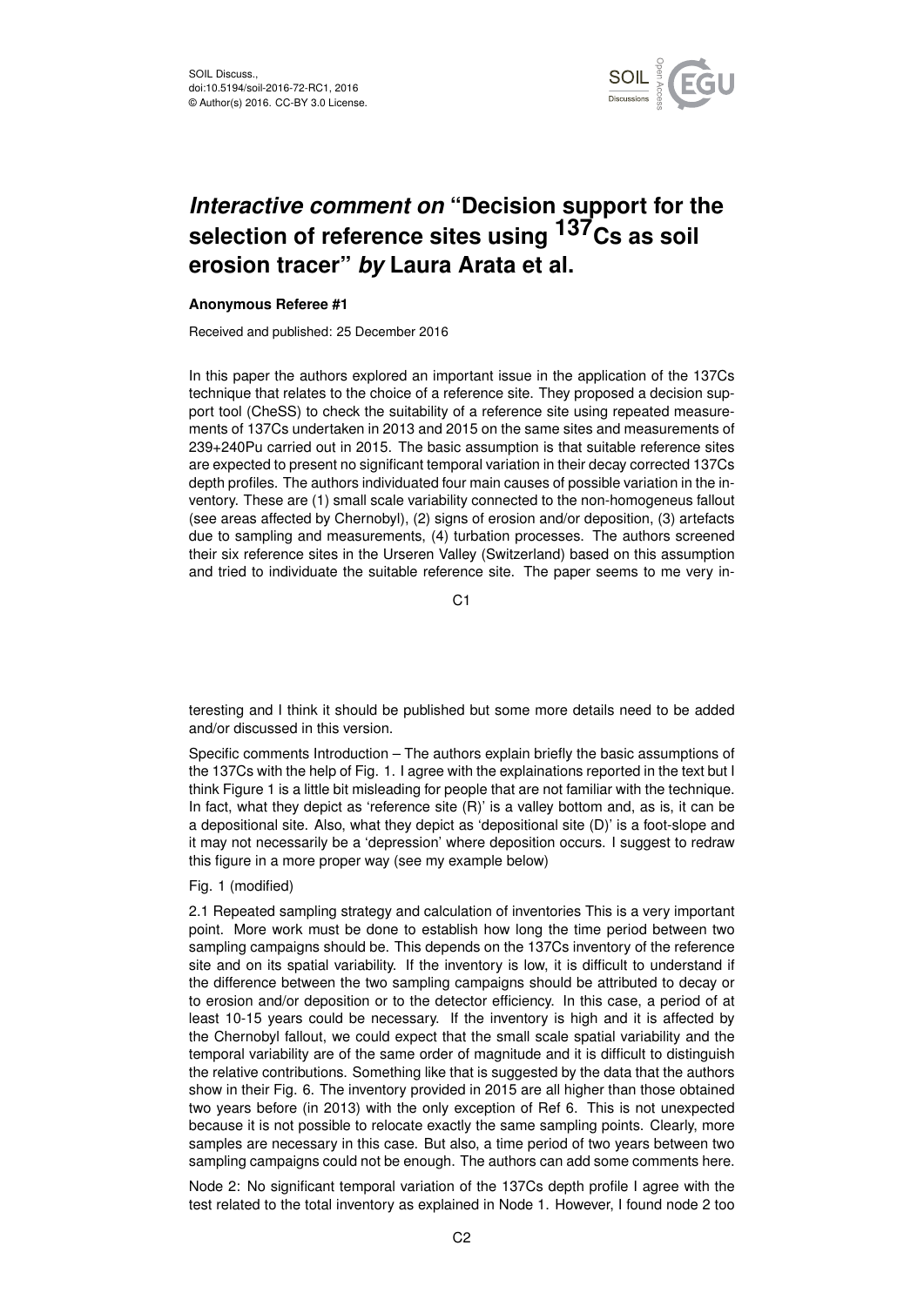# *Interactive comment on* "Decision support for the selection of reference sites using $^{137}$Cs as soil erosion tracer" *by* Laura Arata et al.

**Anonymous Referee #1**

Received and published: 25 December 2016

In this paper the authors explored an important issue in the application of the 137Cs technique that relates to the choice of a reference site. They proposed a decision support tool (CheSS) to check the suitability of a reference site using repeated measurements of 137Cs undertaken in 2013 and 2015 on the same sites and measurements of 239+240Pu carried out in 2015. The basic assumption is that suitable reference sites are expected to present no significant temporal variation in their decay corrected 137Cs depth profiles. The authors individuated four main causes of possible variation in the inventory. These are (1) small scale variability connected to the non-homogeneus fallout (see areas affected by Chernobyl), (2) signs of erosion and/or deposition, (3) artefacts due to sampling and measurements, (4) turbation processes. The authors screened their six reference sites in the Urseren Valley (Switzerland) based on this assumption and tried to individuate the suitable reference site. The paper seems to me very interesting and I think it should be published but some more details need to be added and/or discussed in this version.

Specific comments Introduction – The authors explain briefly the basic assumptions of the 137Cs with the help of Fig. 1. I agree with the explainations reported in the text but I think Figure 1 is a little bit misleading for people that are not familiar with the technique. In fact, what they depict as 'reference site (R)' is a valley bottom and, as is, it can be a depositional site. Also, what they depict as 'depositional site (D)' is a foot-slope and it may not necessarily be a 'depression' where deposition occurs. I suggest to redraw this figure in a more proper way (see my example below)

Fig. 1 (modified)

2.1 Repeated sampling strategy and calculation of inventories This is a very important point. More work must be done to establish how long the time period between two sampling campaigns should be. This depends on the 137Cs inventory of the reference site and on its spatial variability. If the inventory is low, it is difficult to understand if the difference between the two sampling campaigns should be attributed to decay or to erosion and/or deposition or to the detector efficiency. In this case, a period of at least 10-15 years could be necessary. If the inventory is high and it is affected by the Chernobyl fallout, we could expect that the small scale spatial variability and the temporal variability are of the same order of magnitude and it is difficult to distinguish the relative contributions. Something like that is suggested by the data that the authors show in their Fig. 6. The inventory provided in 2015 are all higher than those obtained two years before (in 2013) with the only exception of Ref 6. This is not unexpected because it is not possible to relocate exactly the same sampling points. Clearly, more samples are necessary in this case. But also, a time period of two years between two sampling campaigns could not be enough. The authors can add some comments here.

Node 2: No significant temporal variation of the 137Cs depth profile I agree with the test related to the total inventory as explained in Node 1. However, I found node 2 too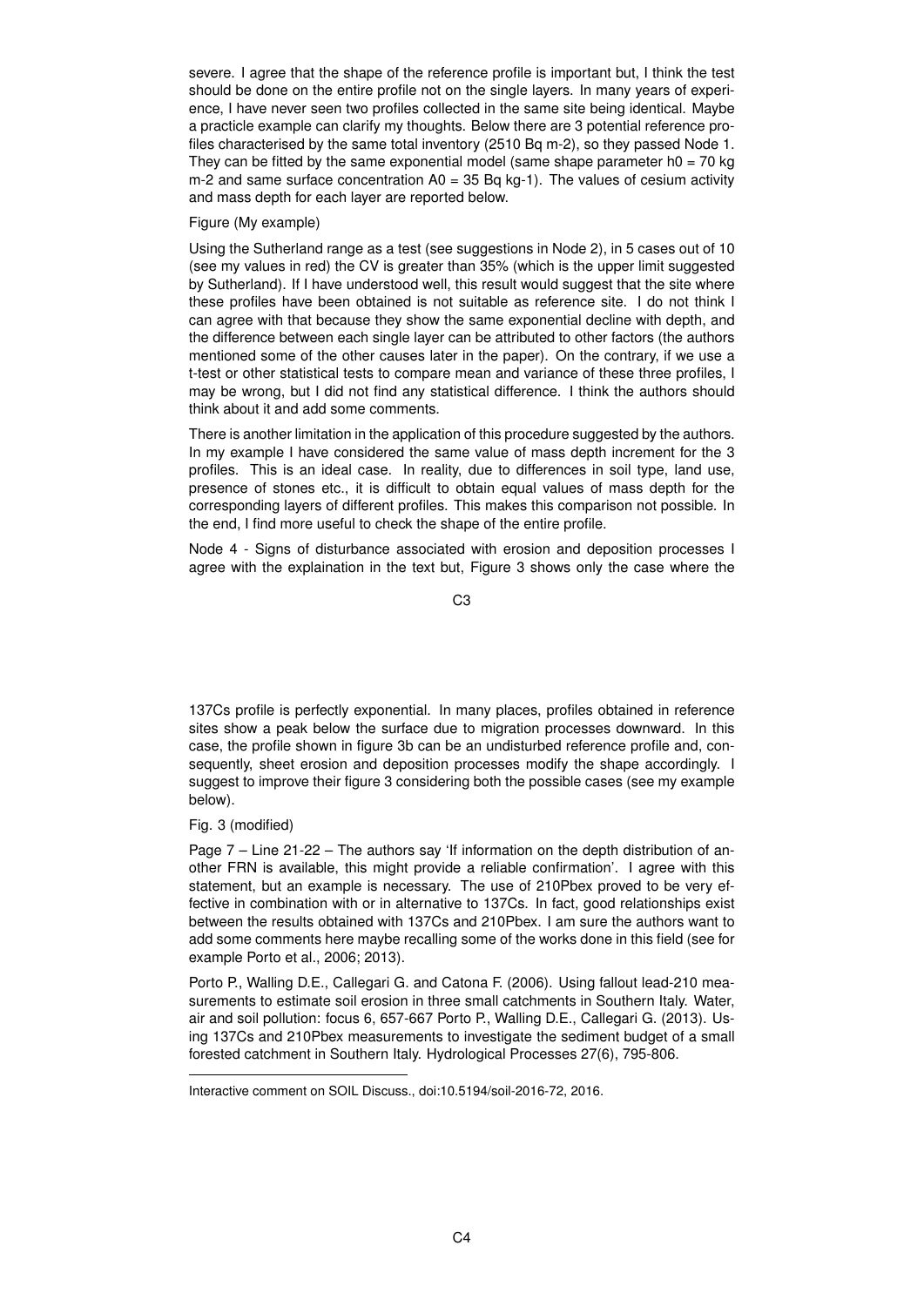severe. I agree that the shape of the reference profile is important but, I think the test should be done on the entire profile not on the single layers. In many years of experience, I have never seen two profiles collected in the same site being identical. Maybe a practicle example can clarify my thoughts. Below there are 3 potential reference profiles characterised by the same total inventory (2510 Bq m-2), so they passed Node 1. They can be fitted by the same exponential model (same shape parameter h0 = 70 kg m-2 and same surface concentration A0 = 35 Bq kg-1). The values of cesium activity and mass depth for each layer are reported below.

Figure (My example)

Using the Sutherland range as a test (see suggestions in Node 2), in 5 cases out of 10 (see my values in red) the CV is greater than 35% (which is the upper limit suggested by Sutherland). If I have understood well, this result would suggest that the site where these profiles have been obtained is not suitable as reference site. I do not think I can agree with that because they show the same exponential decline with depth, and the difference between each single layer can be attributed to other factors (the authors mentioned some of the other causes later in the paper). On the contrary, if we use a t-test or other statistical tests to compare mean and variance of these three profiles, I may be wrong, but I did not find any statistical difference. I think the authors should think about it and add some comments.

There is another limitation in the application of this procedure suggested by the authors. In my example I have considered the same value of mass depth increment for the 3 profiles. This is an ideal case. In reality, due to differences in soil type, land use, presence of stones etc., it is difficult to obtain equal values of mass depth for the corresponding layers of different profiles. This makes this comparison not possible. In the end, I find more useful to check the shape of the entire profile.

Node 4 - Signs of disturbance associated with erosion and deposition processes I agree with the explaination in the text but, Figure 3 shows only the case where the 137Cs profile is perfectly exponential. In many places, profiles obtained in reference sites show a peak below the surface due to migration processes downward. In this case, the profile shown in figure 3b can be an undisturbed reference profile and, consequently, sheet erosion and deposition processes modify the shape accordingly. I suggest to improve their figure 3 considering both the possible cases (see my example below).

Fig. 3 (modified)

Page 7 – Line 21-22 – The authors say 'If information on the depth distribution of another FRN is available, this might provide a reliable confirmation'. I agree with this statement, but an example is necessary. The use of 210Pbex proved to be very effective in combination with or in alternative to 137Cs. In fact, good relationships exist between the results obtained with 137Cs and 210Pbex. I am sure the authors want to add some comments here maybe recalling some of the works done in this field (see for example Porto et al., 2006; 2013).

Porto P., Walling D.E., Callegari G. and Catona F. (2006). Using fallout lead-210 measurements to estimate soil erosion in three small catchments in Southern Italy. Water, air and soil pollution: focus 6, 657-667 Porto P., Walling D.E., Callegari G. (2013). Using 137Cs and 210Pbex measurements to investigate the sediment budget of a small forested catchment in Southern Italy. Hydrological Processes 27(6), 795-806.

---

Interactive comment on SOIL Discuss., doi:10.5194/soil-2016-72, 2016.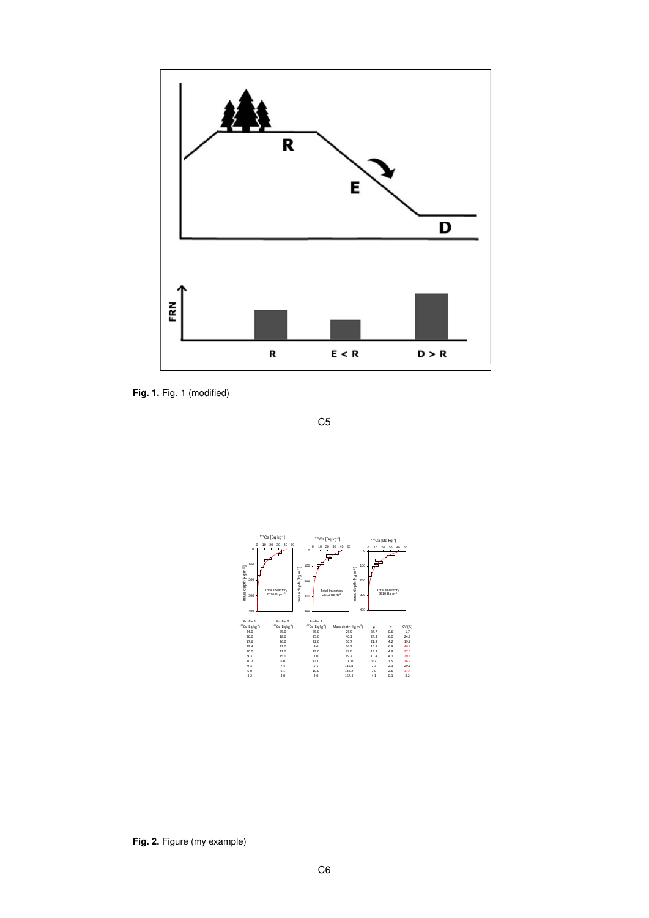**Fig. 1.** Fig. 1 (modified)

**Fig. 2.** Figure (my example)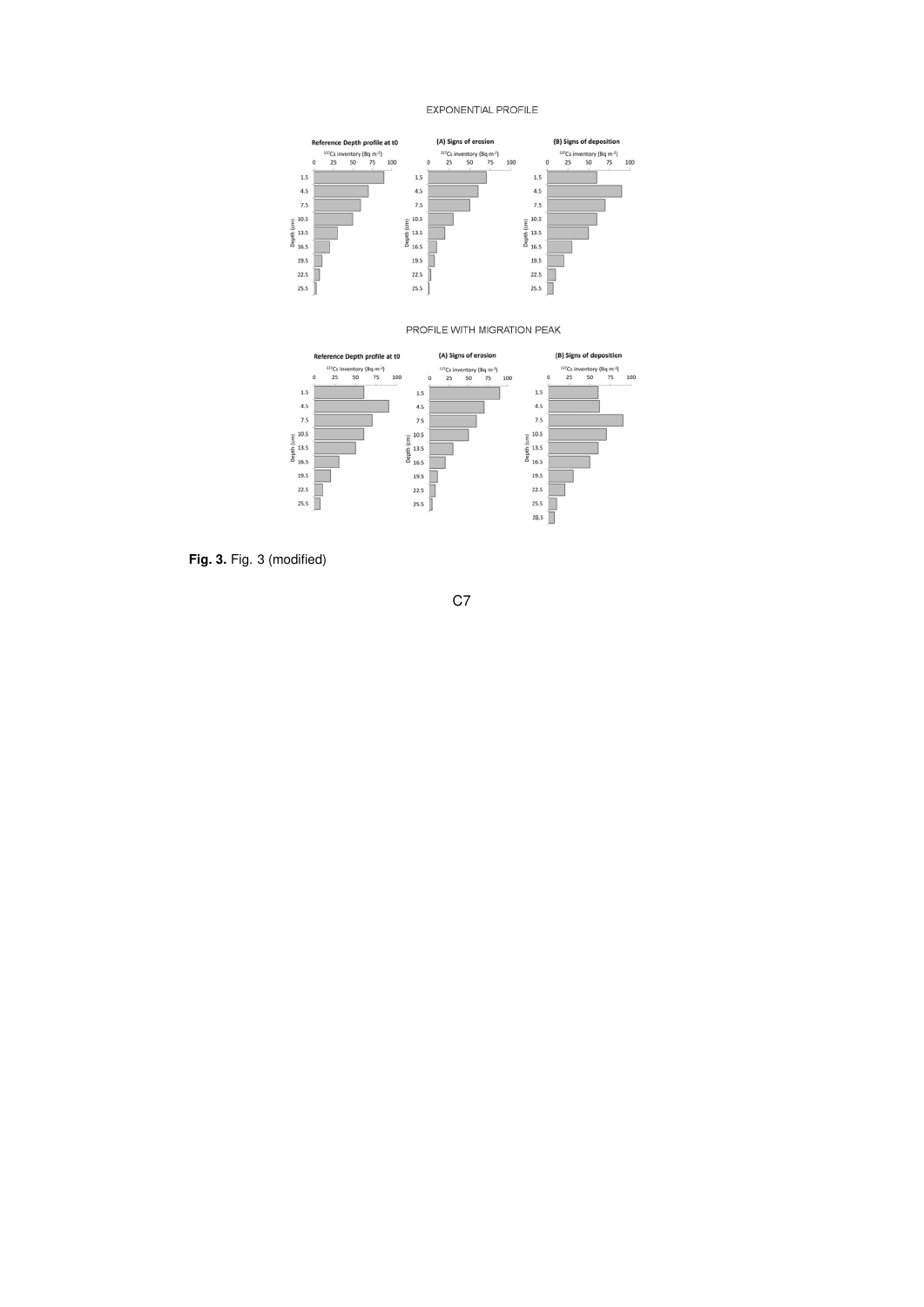EXPONENTIAL PROFILE

Reference Depth profile at t0

$^{137}$Cs inventory (Bq m$^{-2}$)

0 25 50 75 100

Depth (cm)

1.5
4.5
7.5
10.5
13.5
16.5
19.5
22.5
25.5

(A) Signs of erosion

$^{137}$Cs inventory (Bq m$^{-2}$)

0 25 50 75 100

Depth (cm)

1.5
4.5
7.5
10.5
13.5
16.5
19.5
22.5
25.5

(B) Signs of deposition

$^{137}$Cs inventory (Bq m$^{-2}$)

0 25 50 75 100

Depth (cm)

1.5
4.5
7.5
10.5
13.5
16.5
19.5
22.5
25.5

PROFILE WITH MIGRATION PEAK

Reference Depth profile at t0

$^{137}$Cs inventory (Bq m$^{-2}$)

0 25 50 75 100

Depth (cm)

1.5
4.5
7.5
10.5
13.5
16.5
19.5
22.5
25.5

(A) Signs of erosion

$^{137}$Cs inventory (Bq m$^{-2}$)

0 25 50 75 100

Depth (cm)

1.5
4.5
7.5
10.5
13.5
16.5
19.5
22.5
25.5

(B) Signs of deposition

$^{137}$Cs inventory (Bq m$^{-2}$)

0 25 50 75 100

Depth (cm)

1.5
4.5
7.5
10.5
13.5
16.5
19.5
22.5
25.5
28.5

**Fig. 3.** Fig. 3 (modified)